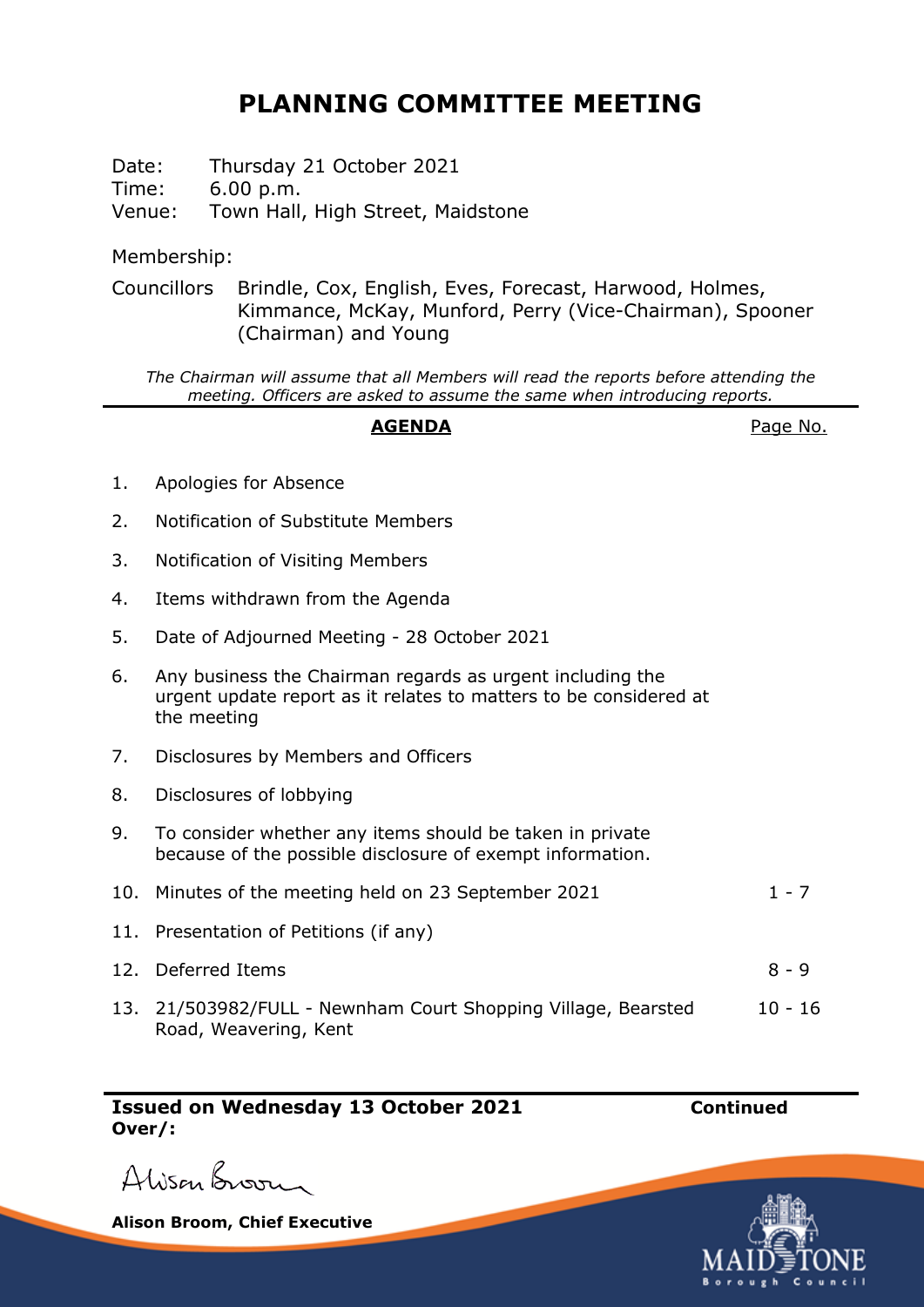# PLANNING COMMITTEE MEETING

Date: Thursday 21 October 2021
Time: 6.00 p.m.
Venue: Town Hall, High Street, Maidstone

Membership:

Councillors Brindle, Cox, English, Eves, Forecast, Harwood, Holmes, Kimmance, McKay, Munford, Perry (Vice-Chairman), Spooner (Chairman) and Young

*The Chairman will assume that all Members will read the reports before attending the meeting. Officers are asked to assume the same when introducing reports.*

| | **AGENDA** | Page No. |
|---|---|---|
| 1. | Apologies for Absence | |
| 2. | Notification of Substitute Members | |
| 3. | Notification of Visiting Members | |
| 4. | Items withdrawn from the Agenda | |
| 5. | Date of Adjourned Meeting - 28 October 2021 | |
| 6. | Any business the Chairman regards as urgent including the urgent update report as it relates to matters to be considered at the meeting | |
| 7. | Disclosures by Members and Officers | |
| 8. | Disclosures of lobbying | |
| 9. | To consider whether any items should be taken in private because of the possible disclosure of exempt information. | |
| 10. | Minutes of the meeting held on 23 September 2021 | 1 - 7 |
| 11. | Presentation of Petitions (if any) | |
| 12. | Deferred Items | 8 - 9 |
| 13. | 21/503982/FULL - Newnham Court Shopping Village, Bearsted Road, Weavering, Kent | 10 - 16 |

**Issued on Wednesday 13 October 2021** **Continued Over/:**

Alison Broom

**Alison Broom, Chief Executive**

MAIDSTONE Borough Council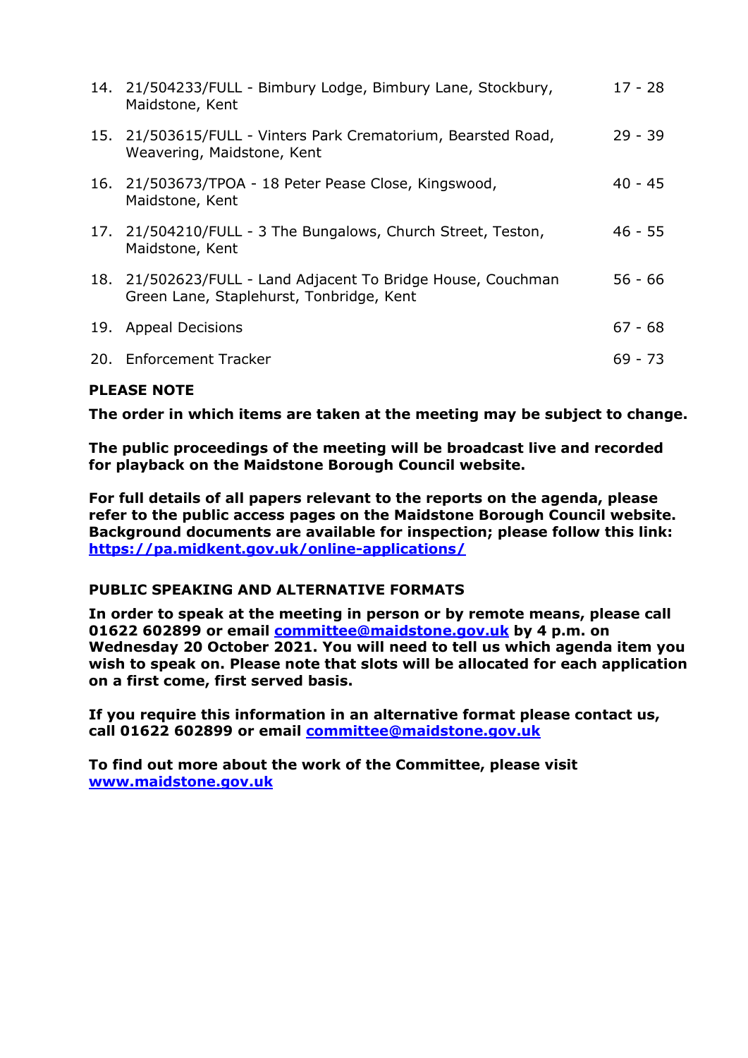| | | |
|---|---|---|
| 14. | 21/504233/FULL - Bimbury Lodge, Bimbury Lane, Stockbury, Maidstone, Kent | 17 - 28 |
| 15. | 21/503615/FULL - Vinters Park Crematorium, Bearsted Road, Weavering, Maidstone, Kent | 29 - 39 |
| 16. | 21/503673/TPOA - 18 Peter Pease Close, Kingswood, Maidstone, Kent | 40 - 45 |
| 17. | 21/504210/FULL - 3 The Bungalows, Church Street, Teston, Maidstone, Kent | 46 - 55 |
| 18. | 21/502623/FULL - Land Adjacent To Bridge House, Couchman Green Lane, Staplehurst, Tonbridge, Kent | 56 - 66 |
| 19. | Appeal Decisions | 67 - 68 |
| 20. | Enforcement Tracker | 69 - 73 |

**PLEASE NOTE**

**The order in which items are taken at the meeting may be subject to change.**

**The public proceedings of the meeting will be broadcast live and recorded for playback on the Maidstone Borough Council website.**

**For full details of all papers relevant to the reports on the agenda, please refer to the public access pages on the Maidstone Borough Council website. Background documents are available for inspection; please follow this link: [https://pa.midkent.gov.uk/online-applications/](https://pa.midkent.gov.uk/online-applications/)**

**PUBLIC SPEAKING AND ALTERNATIVE FORMATS**

**In order to speak at the meeting in person or by remote means, please call 01622 602899 or email [committee@maidstone.gov.uk](mailto:committee@maidstone.gov.uk) by 4 p.m. on Wednesday 20 October 2021. You will need to tell us which agenda item you wish to speak on. Please note that slots will be allocated for each application on a first come, first served basis.**

**If you require this information in an alternative format please contact us, call 01622 602899 or email [committee@maidstone.gov.uk](mailto:committee@maidstone.gov.uk)**

**To find out more about the work of the Committee, please visit [www.maidstone.gov.uk](http://www.maidstone.gov.uk)**